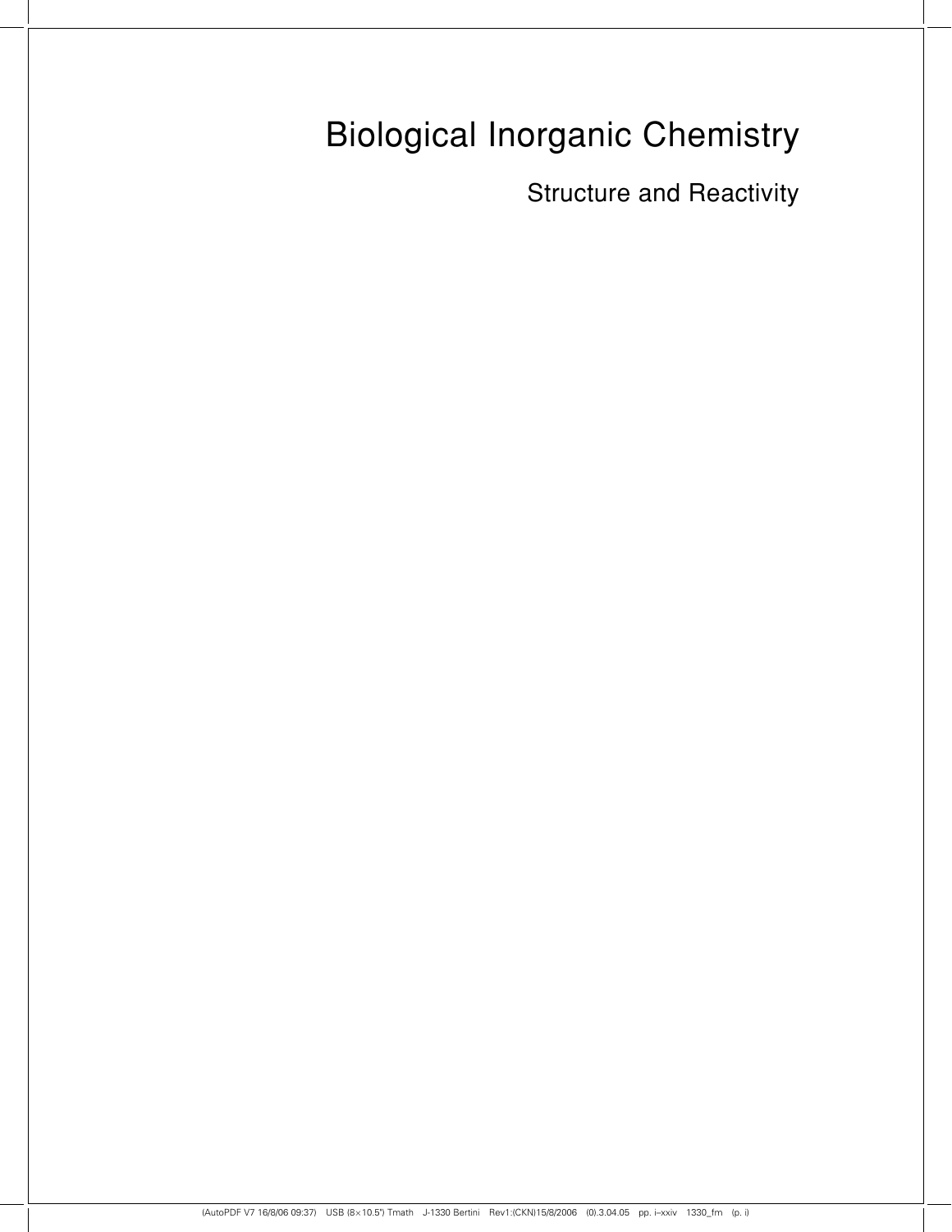# Biological Inorganic Chemistry

## Structure and Reactivity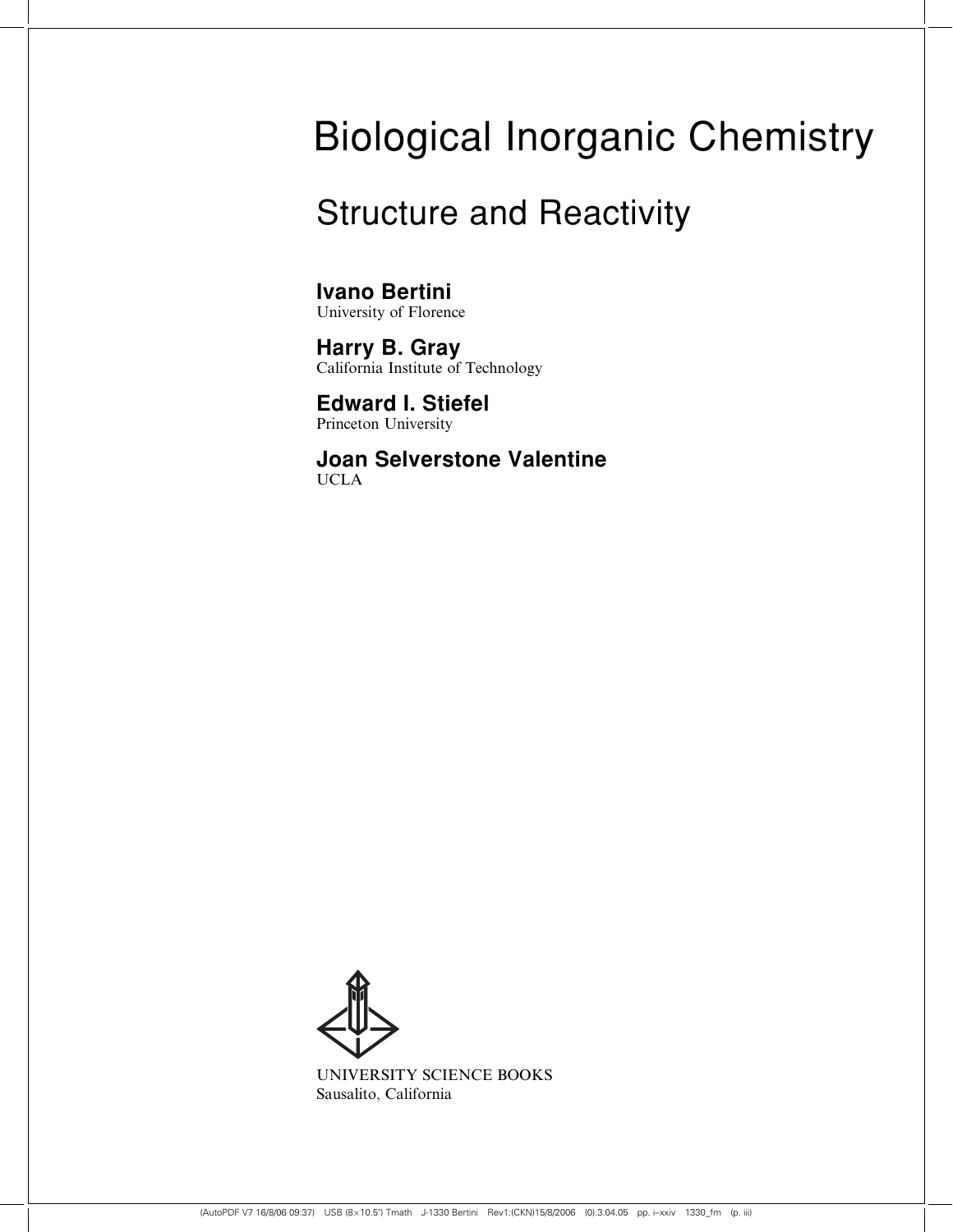# Biological Inorganic Chemistry

## Structure and Reactivity

**Ivano Bertini**
University of Florence

**Harry B. Gray**
California Institute of Technology

**Edward I. Stiefel**
Princeton University

**Joan Selverstone Valentine**
UCLA

UNIVERSITY SCIENCE BOOKS
Sausalito, California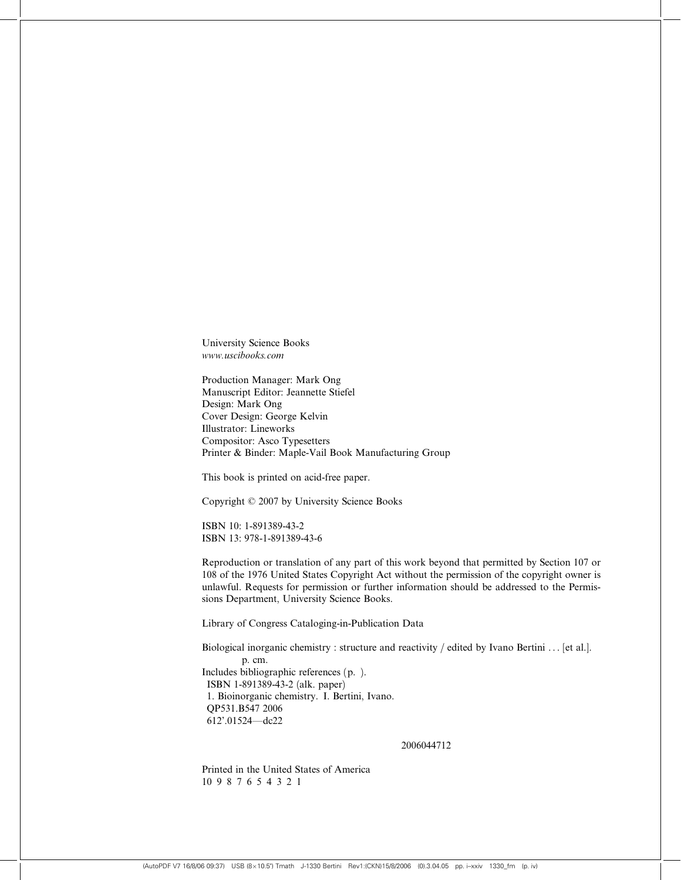University Science Books
*www.uscibooks.com*

Production Manager: Mark Ong
Manuscript Editor: Jeannette Stiefel
Design: Mark Ong
Cover Design: George Kelvin
Illustrator: Lineworks
Compositor: Asco Typesetters
Printer & Binder: Maple-Vail Book Manufacturing Group

This book is printed on acid-free paper.

Copyright © 2007 by University Science Books

ISBN 10: 1-891389-43-2
ISBN 13: 978-1-891389-43-6

Reproduction or translation of any part of this work beyond that permitted by Section 107 or 108 of the 1976 United States Copyright Act without the permission of the copyright owner is unlawful. Requests for permission or further information should be addressed to the Permissions Department, University Science Books.

Library of Congress Cataloging-in-Publication Data

Biological inorganic chemistry : structure and reactivity / edited by Ivano Bertini . . . [et al.].
p. cm.
Includes bibliographic references (p. ).
ISBN 1-891389-43-2 (alk. paper)
1. Bioinorganic chemistry. I. Bertini, Ivano.
QP531.B547 2006
612'.01524—dc22

2006044712

Printed in the United States of America
10 9 8 7 6 5 4 3 2 1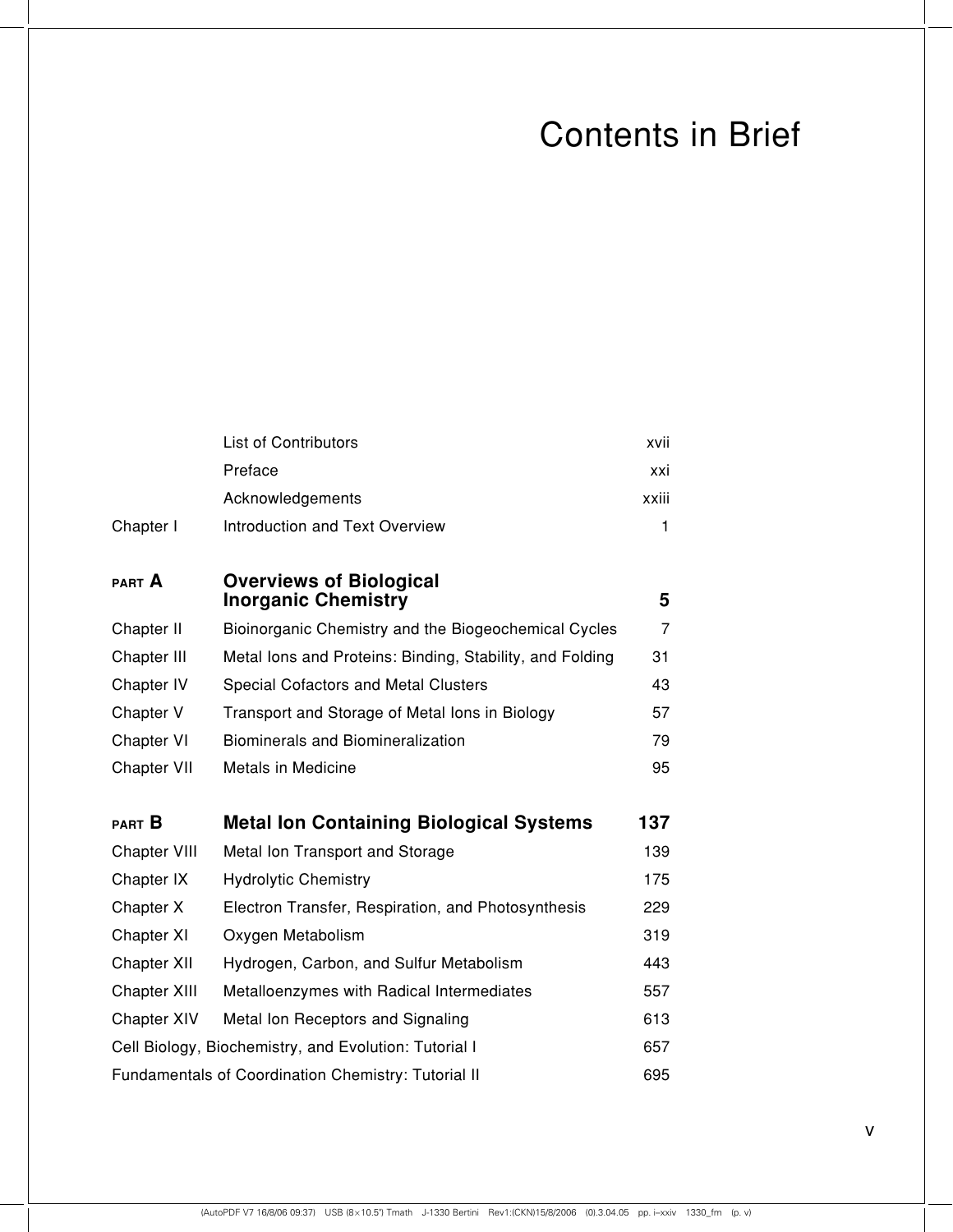# Contents in Brief

| | | |
|---|---|---|
| | List of Contributors | xvii |
| | Preface | xxi |
| | Acknowledgements | xxiii |
| Chapter I | Introduction and Text Overview | 1 |
| **PART A** | **Overviews of Biological Inorganic Chemistry** | **5** |
| Chapter II | Bioinorganic Chemistry and the Biogeochemical Cycles | 7 |
| Chapter III | Metal Ions and Proteins: Binding, Stability, and Folding | 31 |
| Chapter IV | Special Cofactors and Metal Clusters | 43 |
| Chapter V | Transport and Storage of Metal Ions in Biology | 57 |
| Chapter VI | Biominerals and Biomineralization | 79 |
| Chapter VII | Metals in Medicine | 95 |
| **PART B** | **Metal Ion Containing Biological Systems** | **137** |
| Chapter VIII | Metal Ion Transport and Storage | 139 |
| Chapter IX | Hydrolytic Chemistry | 175 |
| Chapter X | Electron Transfer, Respiration, and Photosynthesis | 229 |
| Chapter XI | Oxygen Metabolism | 319 |
| Chapter XII | Hydrogen, Carbon, and Sulfur Metabolism | 443 |
| Chapter XIII | Metalloenzymes with Radical Intermediates | 557 |
| Chapter XIV | Metal Ion Receptors and Signaling | 613 |
| Cell Biology, Biochemistry, and Evolution: Tutorial I | | 657 |
| Fundamentals of Coordination Chemistry: Tutorial II | | 695 |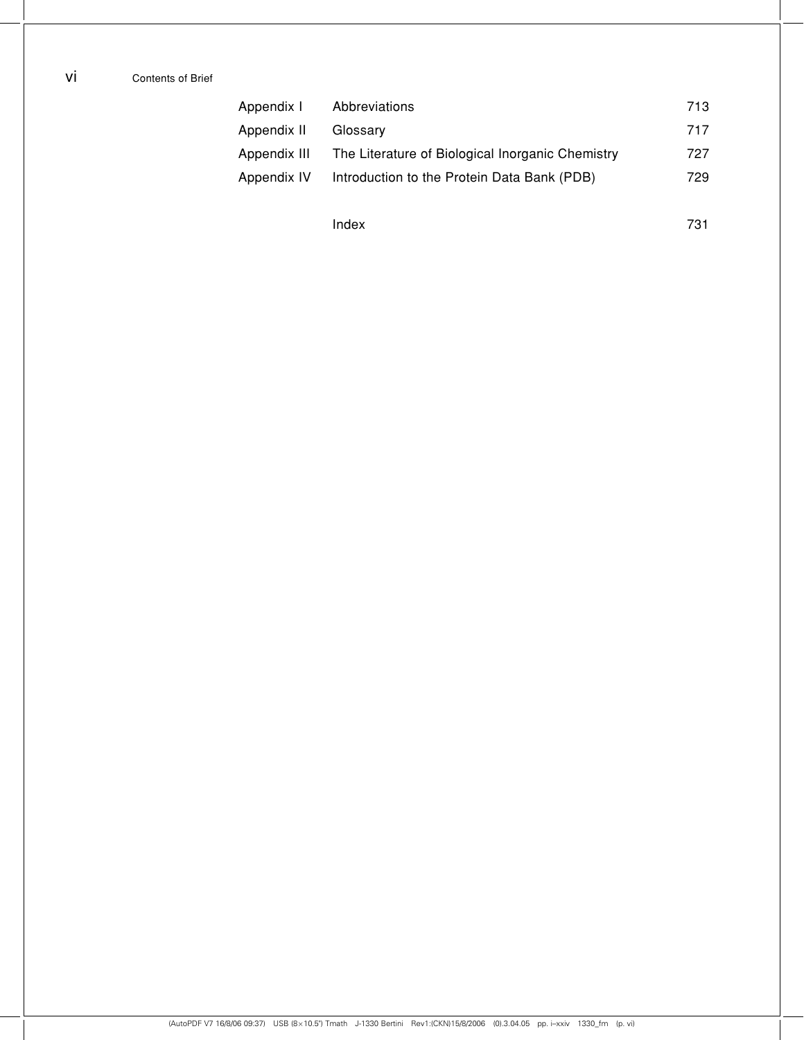| | | |
|---|---|---|
| Appendix I | Abbreviations | 713 |
| Appendix II | Glossary | 717 |
| Appendix III | The Literature of Biological Inorganic Chemistry | 727 |
| Appendix IV | Introduction to the Protein Data Bank (PDB) | 729 |
| | Index | 731 |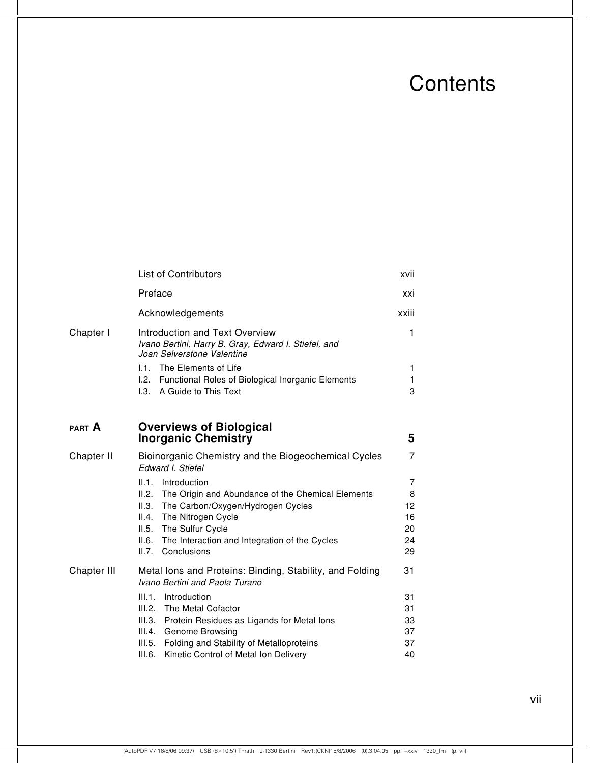# Contents

| | | |
|---|---|---|
| | List of Contributors | xvii |
| | Preface | xxi |
| | Acknowledgements | xxiii |
| Chapter I | Introduction and Text Overview<br>*Ivano Bertini, Harry B. Gray, Edward I. Stiefel, and Joan Selverstone Valentine* | 1 |
| | I.1. The Elements of Life | 1 |
| | I.2. Functional Roles of Biological Inorganic Elements | 1 |
| | I.3. A Guide to This Text | 3 |
| **PART A** | **Overviews of Biological Inorganic Chemistry** | **5** |
| Chapter II | Bioinorganic Chemistry and the Biogeochemical Cycles<br>*Edward I. Stiefel* | 7 |
| | II.1. Introduction | 7 |
| | II.2. The Origin and Abundance of the Chemical Elements | 8 |
| | II.3. The Carbon/Oxygen/Hydrogen Cycles | 12 |
| | II.4. The Nitrogen Cycle | 16 |
| | II.5. The Sulfur Cycle | 20 |
| | II.6. The Interaction and Integration of the Cycles | 24 |
| | II.7. Conclusions | 29 |
| Chapter III | Metal Ions and Proteins: Binding, Stability, and Folding<br>*Ivano Bertini and Paola Turano* | 31 |
| | III.1. Introduction | 31 |
| | III.2. The Metal Cofactor | 31 |
| | III.3. Protein Residues as Ligands for Metal Ions | 33 |
| | III.4. Genome Browsing | 37 |
| | III.5. Folding and Stability of Metalloproteins | 37 |
| | III.6. Kinetic Control of Metal Ion Delivery | 40 |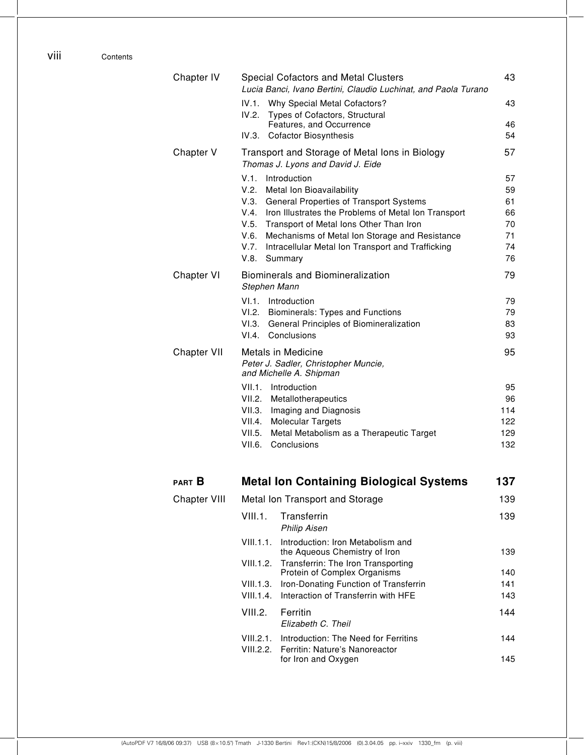Chapter IV **Special Cofactors and Metal Clusters** 43
*Lucia Banci, Ivano Bertini, Claudio Luchinat, and Paola Turano*

- IV.1. Why Special Metal Cofactors? 43
- IV.2. Types of Cofactors, Structural Features, and Occurrence 46
- IV.3. Cofactor Biosynthesis 54

Chapter V **Transport and Storage of Metal Ions in Biology** 57
*Thomas J. Lyons and David J. Eide*

- V.1. Introduction 57
- V.2. Metal Ion Bioavailability 59
- V.3. General Properties of Transport Systems 61
- V.4. Iron Illustrates the Problems of Metal Ion Transport 66
- V.5. Transport of Metal Ions Other Than Iron 70
- V.6. Mechanisms of Metal Ion Storage and Resistance 71
- V.7. Intracellular Metal Ion Transport and Trafficking 74
- V.8. Summary 76

Chapter VI **Biominerals and Biomineralization** 79
*Stephen Mann*

- VI.1. Introduction 79
- VI.2. Biominerals: Types and Functions 79
- VI.3. General Principles of Biomineralization 83
- VI.4. Conclusions 93

Chapter VII **Metals in Medicine** 95
*Peter J. Sadler, Christopher Muncie, and Michelle A. Shipman*

- VII.1. Introduction 95
- VII.2. Metallotherapeutics 96
- VII.3. Imaging and Diagnosis 114
- VII.4. Molecular Targets 122
- VII.5. Metal Metabolism as a Therapeutic Target 129
- VII.6. Conclusions 132

## PART B **Metal Ion Containing Biological Systems** 137

Chapter VIII **Metal Ion Transport and Storage** 139

VIII.1. **Transferrin** 139
*Philip Aisen*

- VIII.1.1. Introduction: Iron Metabolism and the Aqueous Chemistry of Iron 139
- VIII.1.2. Transferrin: The Iron Transporting Protein of Complex Organisms 140
- VIII.1.3. Iron-Donating Function of Transferrin 141
- VIII.1.4. Interaction of Transferrin with HFE 143

VIII.2. **Ferritin** 144
*Elizabeth C. Theil*

- VIII.2.1. Introduction: The Need for Ferritins 144
- VIII.2.2. Ferritin: Nature's Nanoreactor for Iron and Oxygen 145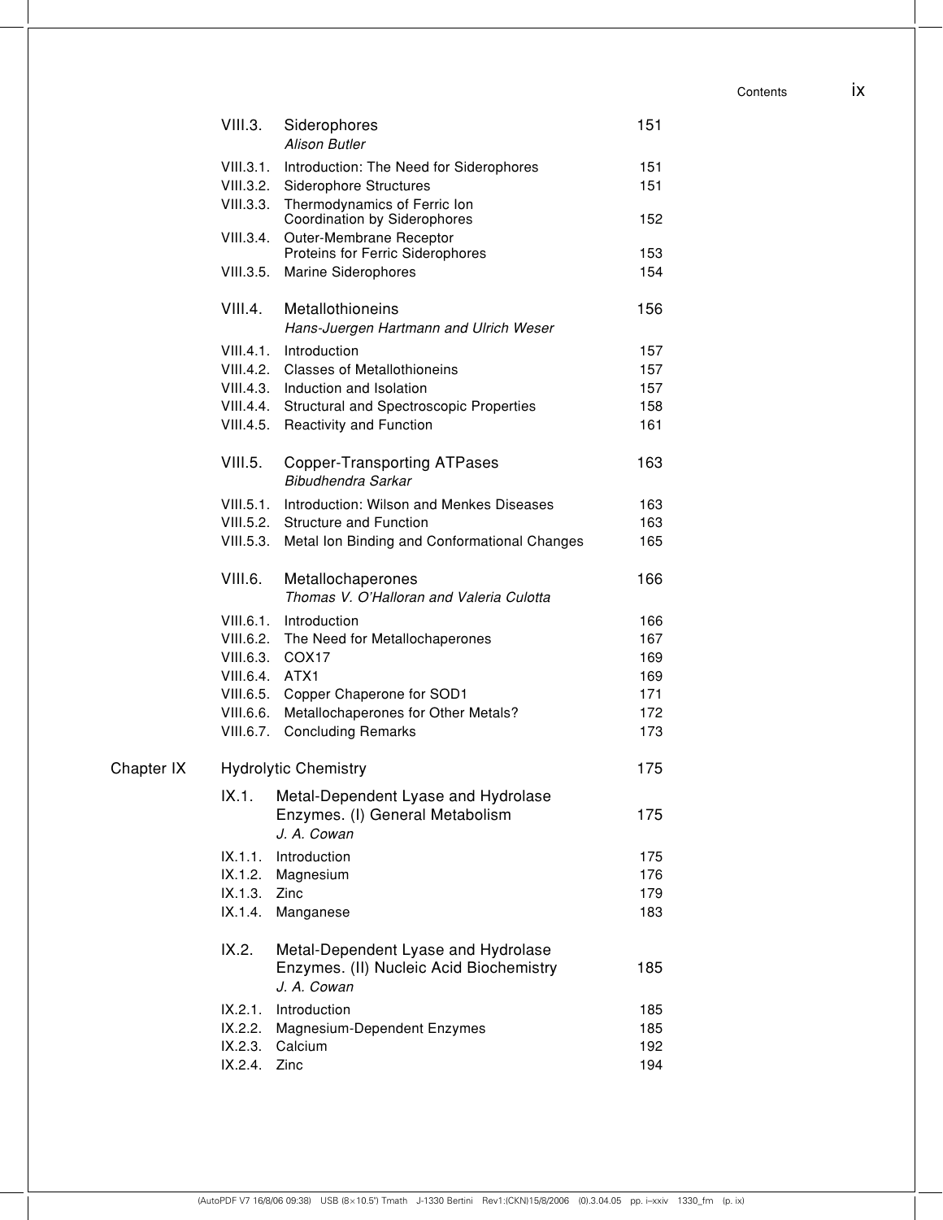| | | |
|---|---|---|
| VIII.3. | Siderophores<br>*Alison Butler* | 151 |
| VIII.3.1. | Introduction: The Need for Siderophores | 151 |
| VIII.3.2. | Siderophore Structures | 151 |
| VIII.3.3. | Thermodynamics of Ferric Ion Coordination by Siderophores | 152 |
| VIII.3.4. | Outer-Membrane Receptor Proteins for Ferric Siderophores | 153 |
| VIII.3.5. | Marine Siderophores | 154 |
| VIII.4. | Metallothioneins<br>*Hans-Juergen Hartmann and Ulrich Weser* | 156 |
| VIII.4.1. | Introduction | 157 |
| VIII.4.2. | Classes of Metallothioneins | 157 |
| VIII.4.3. | Induction and Isolation | 157 |
| VIII.4.4. | Structural and Spectroscopic Properties | 158 |
| VIII.4.5. | Reactivity and Function | 161 |
| VIII.5. | Copper-Transporting ATPases<br>*Bibudhendra Sarkar* | 163 |
| VIII.5.1. | Introduction: Wilson and Menkes Diseases | 163 |
| VIII.5.2. | Structure and Function | 163 |
| VIII.5.3. | Metal Ion Binding and Conformational Changes | 165 |
| VIII.6. | Metallochaperones<br>*Thomas V. O'Halloran and Valeria Culotta* | 166 |
| VIII.6.1. | Introduction | 166 |
| VIII.6.2. | The Need for Metallochaperones | 167 |
| VIII.6.3. | COX17 | 169 |
| VIII.6.4. | ATX1 | 169 |
| VIII.6.5. | Copper Chaperone for SOD1 | 171 |
| VIII.6.6. | Metallochaperones for Other Metals? | 172 |
| VIII.6.7. | Concluding Remarks | 173 |

| | | |
|---|---|---|
| **Chapter IX** | **Hydrolytic Chemistry** | **175** |
| IX.1. | Metal-Dependent Lyase and Hydrolase Enzymes. (I) General Metabolism<br>*J. A. Cowan* | 175 |
| IX.1.1. | Introduction | 175 |
| IX.1.2. | Magnesium | 176 |
| IX.1.3. | Zinc | 179 |
| IX.1.4. | Manganese | 183 |
| IX.2. | Metal-Dependent Lyase and Hydrolase Enzymes. (II) Nucleic Acid Biochemistry<br>*J. A. Cowan* | 185 |
| IX.2.1. | Introduction | 185 |
| IX.2.2. | Magnesium-Dependent Enzymes | 185 |
| IX.2.3. | Calcium | 192 |
| IX.2.4. | Zinc | 194 |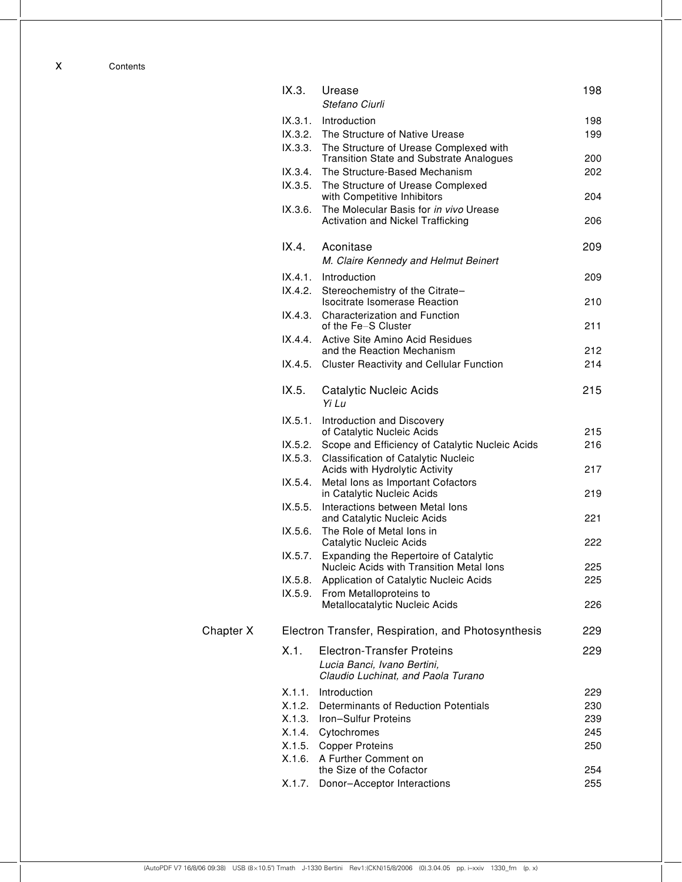| | | |
|---|---|---|
| IX.3. | Urease<br>*Stefano Ciurli* | 198 |
| IX.3.1. | Introduction | 198 |
| IX.3.2. | The Structure of Native Urease | 199 |
| IX.3.3. | The Structure of Urease Complexed with Transition State and Substrate Analogues | 200 |
| IX.3.4. | The Structure-Based Mechanism | 202 |
| IX.3.5. | The Structure of Urease Complexed with Competitive Inhibitors | 204 |
| IX.3.6. | The Molecular Basis for *in vivo* Urease Activation and Nickel Trafficking | 206 |
| IX.4. | Aconitase<br>*M. Claire Kennedy and Helmut Beinert* | 209 |
| IX.4.1. | Introduction | 209 |
| IX.4.2. | Stereochemistry of the Citrate–Isocitrate Isomerase Reaction | 210 |
| IX.4.3. | Characterization and Function of the Fe–S Cluster | 211 |
| IX.4.4. | Active Site Amino Acid Residues and the Reaction Mechanism | 212 |
| IX.4.5. | Cluster Reactivity and Cellular Function | 214 |
| IX.5. | Catalytic Nucleic Acids<br>*Yi Lu* | 215 |
| IX.5.1. | Introduction and Discovery of Catalytic Nucleic Acids | 215 |
| IX.5.2. | Scope and Efficiency of Catalytic Nucleic Acids | 216 |
| IX.5.3. | Classification of Catalytic Nucleic Acids with Hydrolytic Activity | 217 |
| IX.5.4. | Metal Ions as Important Cofactors in Catalytic Nucleic Acids | 219 |
| IX.5.5. | Interactions between Metal Ions and Catalytic Nucleic Acids | 221 |
| IX.5.6. | The Role of Metal Ions in Catalytic Nucleic Acids | 222 |
| IX.5.7. | Expanding the Repertoire of Catalytic Nucleic Acids with Transition Metal Ions | 225 |
| IX.5.8. | Application of Catalytic Nucleic Acids | 225 |
| IX.5.9. | From Metalloproteins to Metallocatalytic Nucleic Acids | 226 |

## Chapter X Electron Transfer, Respiration, and Photosynthesis 229

| | | |
|---|---|---|
| X.1. | Electron-Transfer Proteins<br>*Lucia Banci, Ivano Bertini, Claudio Luchinat, and Paola Turano* | 229 |
| X.1.1. | Introduction | 229 |
| X.1.2. | Determinants of Reduction Potentials | 230 |
| X.1.3. | Iron–Sulfur Proteins | 239 |
| X.1.4. | Cytochromes | 245 |
| X.1.5. | Copper Proteins | 250 |
| X.1.6. | A Further Comment on the Size of the Cofactor | 254 |
| X.1.7. | Donor–Acceptor Interactions | 255 |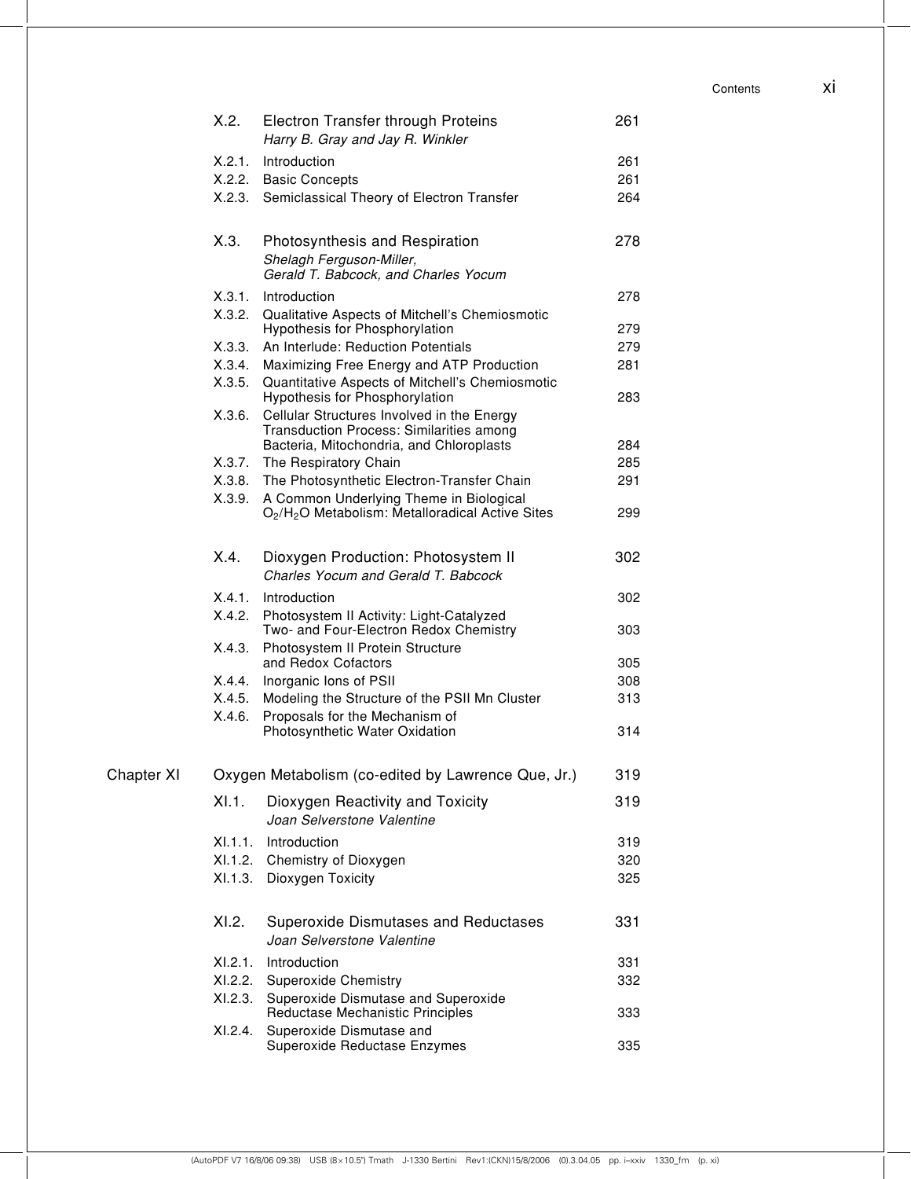| | | |
|---|---|---|
| X.2. | Electron Transfer through Proteins<br>*Harry B. Gray and Jay R. Winkler* | 261 |
| X.2.1. | Introduction | 261 |
| X.2.2. | Basic Concepts | 261 |
| X.2.3. | Semiclassical Theory of Electron Transfer | 264 |
| X.3. | Photosynthesis and Respiration<br>*Shelagh Ferguson-Miller, Gerald T. Babcock, and Charles Yocum* | 278 |
| X.3.1. | Introduction | 278 |
| X.3.2. | Qualitative Aspects of Mitchell's Chemiosmotic Hypothesis for Phosphorylation | 279 |
| X.3.3. | An Interlude: Reduction Potentials | 279 |
| X.3.4. | Maximizing Free Energy and ATP Production | 281 |
| X.3.5. | Quantitative Aspects of Mitchell's Chemiosmotic Hypothesis for Phosphorylation | 283 |
| X.3.6. | Cellular Structures Involved in the Energy Transduction Process: Similarities among Bacteria, Mitochondria, and Chloroplasts | 284 |
| X.3.7. | The Respiratory Chain | 285 |
| X.3.8. | The Photosynthetic Electron-Transfer Chain | 291 |
| X.3.9. | A Common Underlying Theme in Biological $O_2$/$H_2O$ Metabolism: Metalloradical Active Sites | 299 |
| X.4. | Dioxygen Production: Photosystem II<br>*Charles Yocum and Gerald T. Babcock* | 302 |
| X.4.1. | Introduction | 302 |
| X.4.2. | Photosystem II Activity: Light-Catalyzed Two- and Four-Electron Redox Chemistry | 303 |
| X.4.3. | Photosystem II Protein Structure and Redox Cofactors | 305 |
| X.4.4. | Inorganic Ions of PSII | 308 |
| X.4.5. | Modeling the Structure of the PSII Mn Cluster | 313 |
| X.4.6. | Proposals for the Mechanism of Photosynthetic Water Oxidation | 314 |

## Chapter XI Oxygen Metabolism (co-edited by Lawrence Que, Jr.) 319

| | | |
|---|---|---|
| XI.1. | Dioxygen Reactivity and Toxicity<br>*Joan Selverstone Valentine* | 319 |
| XI.1.1. | Introduction | 319 |
| XI.1.2. | Chemistry of Dioxygen | 320 |
| XI.1.3. | Dioxygen Toxicity | 325 |
| XI.2. | Superoxide Dismutases and Reductases<br>*Joan Selverstone Valentine* | 331 |
| XI.2.1. | Introduction | 331 |
| XI.2.2. | Superoxide Chemistry | 332 |
| XI.2.3. | Superoxide Dismutase and Superoxide Reductase Mechanistic Principles | 333 |
| XI.2.4. | Superoxide Dismutase and Superoxide Reductase Enzymes | 335 |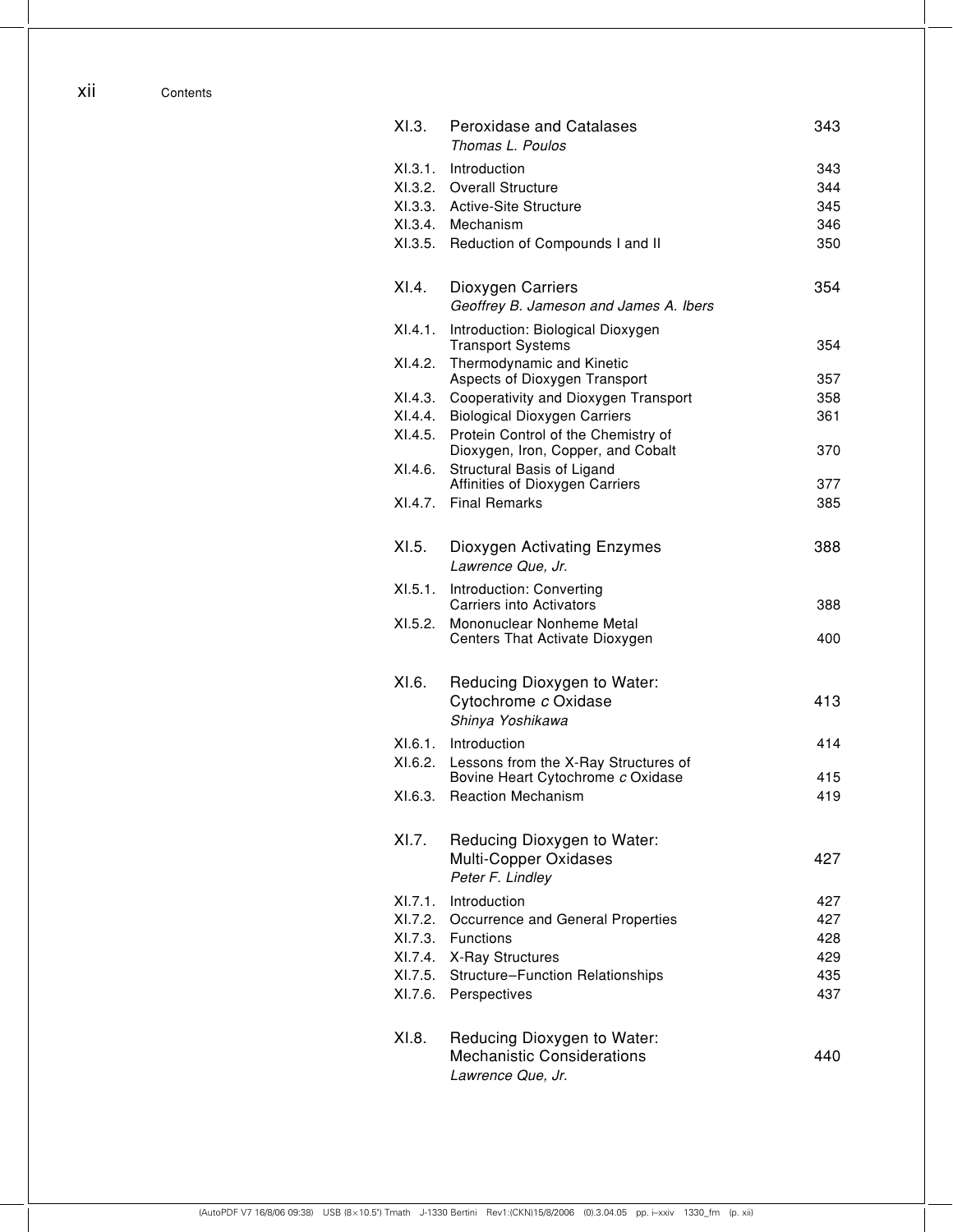| | | |
|---|---|---|
| **XI.3.** | **Peroxidase and Catalases** *Thomas L. Poulos* | **343** |
| XI.3.1. | Introduction | 343 |
| XI.3.2. | Overall Structure | 344 |
| XI.3.3. | Active-Site Structure | 345 |
| XI.3.4. | Mechanism | 346 |
| XI.3.5. | Reduction of Compounds I and II | 350 |
| **XI.4.** | **Dioxygen Carriers** *Geoffrey B. Jameson and James A. Ibers* | **354** |
| XI.4.1. | Introduction: Biological Dioxygen Transport Systems | 354 |
| XI.4.2. | Thermodynamic and Kinetic Aspects of Dioxygen Transport | 357 |
| XI.4.3. | Cooperativity and Dioxygen Transport | 358 |
| XI.4.4. | Biological Dioxygen Carriers | 361 |
| XI.4.5. | Protein Control of the Chemistry of Dioxygen, Iron, Copper, and Cobalt | 370 |
| XI.4.6. | Structural Basis of Ligand Affinities of Dioxygen Carriers | 377 |
| XI.4.7. | Final Remarks | 385 |
| **XI.5.** | **Dioxygen Activating Enzymes** *Lawrence Que, Jr.* | **388** |
| XI.5.1. | Introduction: Converting Carriers into Activators | 388 |
| XI.5.2. | Mononuclear Nonheme Metal Centers That Activate Dioxygen | 400 |
| **XI.6.** | **Reducing Dioxygen to Water: Cytochrome *c* Oxidase** *Shinya Yoshikawa* | **413** |
| XI.6.1. | Introduction | 414 |
| XI.6.2. | Lessons from the X-Ray Structures of Bovine Heart Cytochrome *c* Oxidase | 415 |
| XI.6.3. | Reaction Mechanism | 419 |
| **XI.7.** | **Reducing Dioxygen to Water: Multi-Copper Oxidases** *Peter F. Lindley* | **427** |
| XI.7.1. | Introduction | 427 |
| XI.7.2. | Occurrence and General Properties | 427 |
| XI.7.3. | Functions | 428 |
| XI.7.4. | X-Ray Structures | 429 |
| XI.7.5. | Structure–Function Relationships | 435 |
| XI.7.6. | Perspectives | 437 |
| **XI.8.** | **Reducing Dioxygen to Water: Mechanistic Considerations** *Lawrence Que, Jr.* | **440** |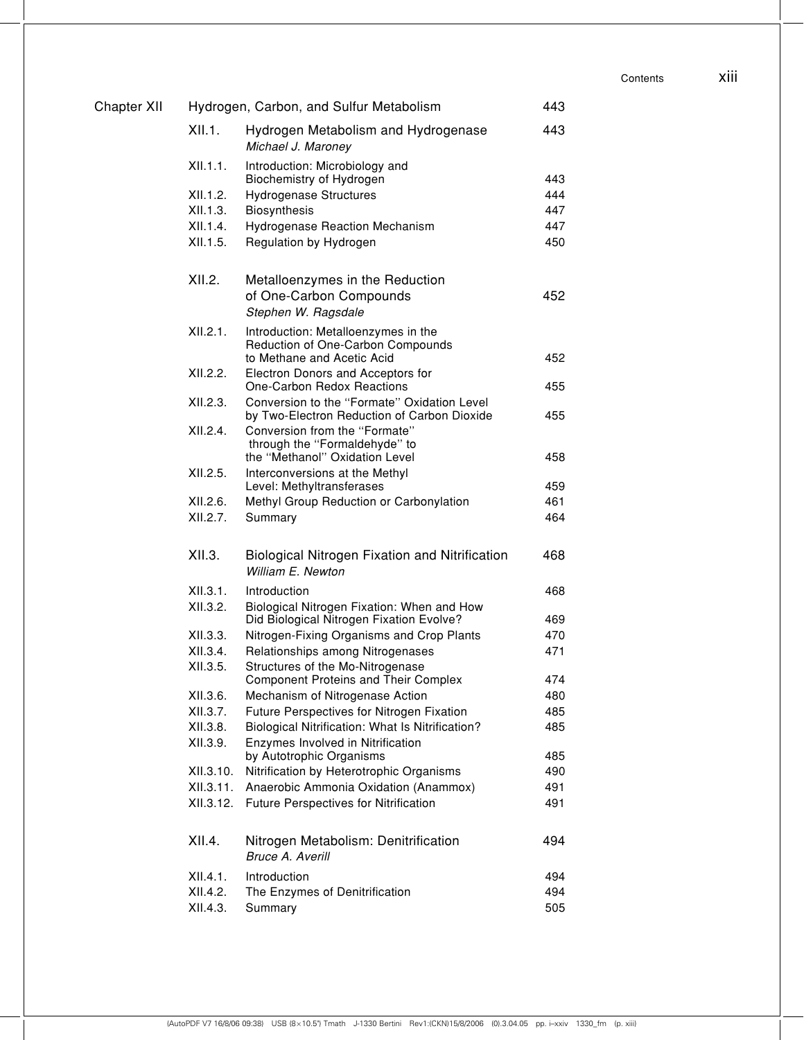| | | | |
|---|---|---|---|
| Chapter XII | Hydrogen, Carbon, and Sulfur Metabolism | | 443 |
| | XII.1. | Hydrogen Metabolism and Hydrogenase<br>*Michael J. Maroney* | 443 |
| | XII.1.1. | Introduction: Microbiology and Biochemistry of Hydrogen | 443 |
| | XII.1.2. | Hydrogenase Structures | 444 |
| | XII.1.3. | Biosynthesis | 447 |
| | XII.1.4. | Hydrogenase Reaction Mechanism | 447 |
| | XII.1.5. | Regulation by Hydrogen | 450 |
| | XII.2. | Metalloenzymes in the Reduction of One-Carbon Compounds<br>*Stephen W. Ragsdale* | 452 |
| | XII.2.1. | Introduction: Metalloenzymes in the Reduction of One-Carbon Compounds to Methane and Acetic Acid | 452 |
| | XII.2.2. | Electron Donors and Acceptors for One-Carbon Redox Reactions | 455 |
| | XII.2.3. | Conversion to the "Formate" Oxidation Level by Two-Electron Reduction of Carbon Dioxide | 455 |
| | XII.2.4. | Conversion from the "Formate" through the "Formaldehyde" to the "Methanol" Oxidation Level | 458 |
| | XII.2.5. | Interconversions at the Methyl Level: Methyltransferases | 459 |
| | XII.2.6. | Methyl Group Reduction or Carbonylation | 461 |
| | XII.2.7. | Summary | 464 |
| | XII.3. | Biological Nitrogen Fixation and Nitrification<br>*William E. Newton* | 468 |
| | XII.3.1. | Introduction | 468 |
| | XII.3.2. | Biological Nitrogen Fixation: When and How Did Biological Nitrogen Fixation Evolve? | 469 |
| | XII.3.3. | Nitrogen-Fixing Organisms and Crop Plants | 470 |
| | XII.3.4. | Relationships among Nitrogenases | 471 |
| | XII.3.5. | Structures of the Mo-Nitrogenase Component Proteins and Their Complex | 474 |
| | XII.3.6. | Mechanism of Nitrogenase Action | 480 |
| | XII.3.7. | Future Perspectives for Nitrogen Fixation | 485 |
| | XII.3.8. | Biological Nitrification: What Is Nitrification? | 485 |
| | XII.3.9. | Enzymes Involved in Nitrification by Autotrophic Organisms | 485 |
| | XII.3.10. | Nitrification by Heterotrophic Organisms | 490 |
| | XII.3.11. | Anaerobic Ammonia Oxidation (Anammox) | 491 |
| | XII.3.12. | Future Perspectives for Nitrification | 491 |
| | XII.4. | Nitrogen Metabolism: Denitrification<br>*Bruce A. Averill* | 494 |
| | XII.4.1. | Introduction | 494 |
| | XII.4.2. | The Enzymes of Denitrification | 494 |
| | XII.4.3. | Summary | 505 |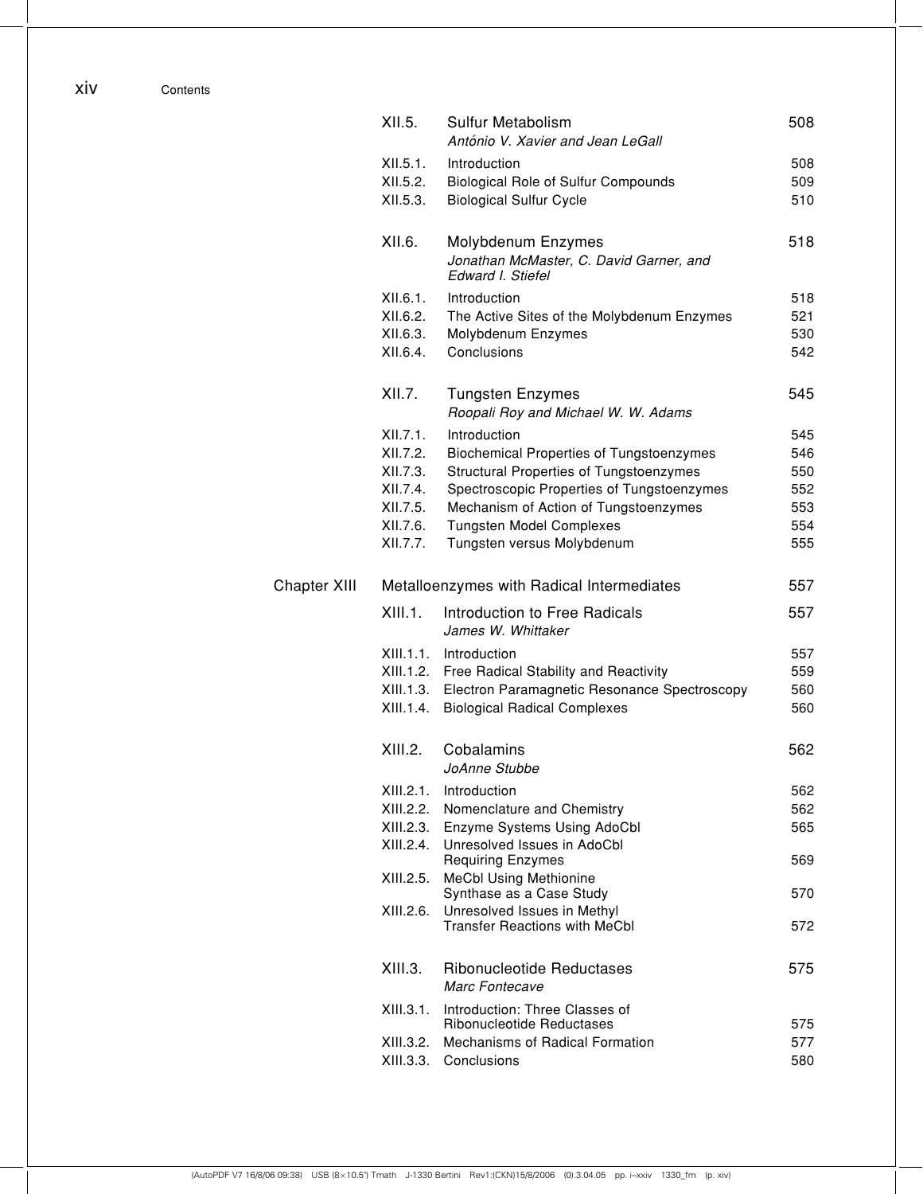| | | | |
|---|---|---|---|
| | XII.5. | Sulfur Metabolism<br>*António V. Xavier and Jean LeGall* | 508 |
| | XII.5.1. | Introduction | 508 |
| | XII.5.2. | Biological Role of Sulfur Compounds | 509 |
| | XII.5.3. | Biological Sulfur Cycle | 510 |
| | XII.6. | Molybdenum Enzymes<br>*Jonathan McMaster, C. David Garner, and Edward I. Stiefel* | 518 |
| | XII.6.1. | Introduction | 518 |
| | XII.6.2. | The Active Sites of the Molybdenum Enzymes | 521 |
| | XII.6.3. | Molybdenum Enzymes | 530 |
| | XII.6.4. | Conclusions | 542 |
| | XII.7. | Tungsten Enzymes<br>*Roopali Roy and Michael W. W. Adams* | 545 |
| | XII.7.1. | Introduction | 545 |
| | XII.7.2. | Biochemical Properties of Tungstoenzymes | 546 |
| | XII.7.3. | Structural Properties of Tungstoenzymes | 550 |
| | XII.7.4. | Spectroscopic Properties of Tungstoenzymes | 552 |
| | XII.7.5. | Mechanism of Action of Tungstoenzymes | 553 |
| | XII.7.6. | Tungsten Model Complexes | 554 |
| | XII.7.7. | Tungsten versus Molybdenum | 555 |
| Chapter XIII | Metalloenzymes with Radical Intermediates | | 557 |
| | XIII.1. | Introduction to Free Radicals<br>*James W. Whittaker* | 557 |
| | XIII.1.1. | Introduction | 557 |
| | XIII.1.2. | Free Radical Stability and Reactivity | 559 |
| | XIII.1.3. | Electron Paramagnetic Resonance Spectroscopy | 560 |
| | XIII.1.4. | Biological Radical Complexes | 560 |
| | XIII.2. | Cobalamins<br>*JoAnne Stubbe* | 562 |
| | XIII.2.1. | Introduction | 562 |
| | XIII.2.2. | Nomenclature and Chemistry | 562 |
| | XIII.2.3. | Enzyme Systems Using AdoCbl | 565 |
| | XIII.2.4. | Unresolved Issues in AdoCbl Requiring Enzymes | 569 |
| | XIII.2.5. | MeCbl Using Methionine Synthase as a Case Study | 570 |
| | XIII.2.6. | Unresolved Issues in Methyl Transfer Reactions with MeCbl | 572 |
| | XIII.3. | Ribonucleotide Reductases<br>*Marc Fontecave* | 575 |
| | XIII.3.1. | Introduction: Three Classes of Ribonucleotide Reductases | 575 |
| | XIII.3.2. | Mechanisms of Radical Formation | 577 |
| | XIII.3.3. | Conclusions | 580 |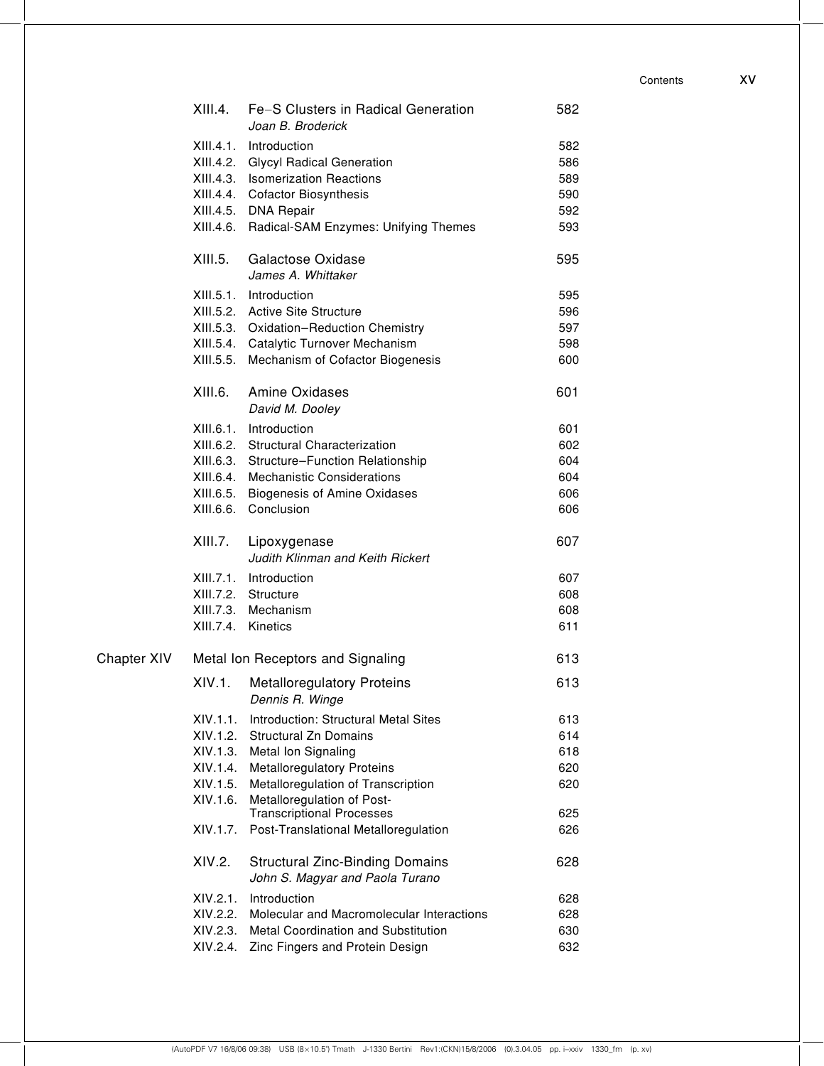| | | | |
|---|---|---|---|
| | XIII.4. | Fe–S Clusters in Radical Generation<br>*Joan B. Broderick* | 582 |
| | XIII.4.1. | Introduction | 582 |
| | XIII.4.2. | Glycyl Radical Generation | 586 |
| | XIII.4.3. | Isomerization Reactions | 589 |
| | XIII.4.4. | Cofactor Biosynthesis | 590 |
| | XIII.4.5. | DNA Repair | 592 |
| | XIII.4.6. | Radical-SAM Enzymes: Unifying Themes | 593 |
| | XIII.5. | Galactose Oxidase<br>*James A. Whittaker* | 595 |
| | XIII.5.1. | Introduction | 595 |
| | XIII.5.2. | Active Site Structure | 596 |
| | XIII.5.3. | Oxidation–Reduction Chemistry | 597 |
| | XIII.5.4. | Catalytic Turnover Mechanism | 598 |
| | XIII.5.5. | Mechanism of Cofactor Biogenesis | 600 |
| | XIII.6. | Amine Oxidases<br>*David M. Dooley* | 601 |
| | XIII.6.1. | Introduction | 601 |
| | XIII.6.2. | Structural Characterization | 602 |
| | XIII.6.3. | Structure–Function Relationship | 604 |
| | XIII.6.4. | Mechanistic Considerations | 604 |
| | XIII.6.5. | Biogenesis of Amine Oxidases | 606 |
| | XIII.6.6. | Conclusion | 606 |
| | XIII.7. | Lipoxygenase<br>*Judith Klinman and Keith Rickert* | 607 |
| | XIII.7.1. | Introduction | 607 |
| | XIII.7.2. | Structure | 608 |
| | XIII.7.3. | Mechanism | 608 |
| | XIII.7.4. | Kinetics | 611 |
| Chapter XIV | | Metal Ion Receptors and Signaling | 613 |
| | XIV.1. | Metalloregulatory Proteins<br>*Dennis R. Winge* | 613 |
| | XIV.1.1. | Introduction: Structural Metal Sites | 613 |
| | XIV.1.2. | Structural Zn Domains | 614 |
| | XIV.1.3. | Metal Ion Signaling | 618 |
| | XIV.1.4. | Metalloregulatory Proteins | 620 |
| | XIV.1.5. | Metalloregulation of Transcription | 620 |
| | XIV.1.6. | Metalloregulation of Post-Transcriptional Processes | 625 |
| | XIV.1.7. | Post-Translational Metalloregulation | 626 |
| | XIV.2. | Structural Zinc-Binding Domains<br>*John S. Magyar and Paola Turano* | 628 |
| | XIV.2.1. | Introduction | 628 |
| | XIV.2.2. | Molecular and Macromolecular Interactions | 628 |
| | XIV.2.3. | Metal Coordination and Substitution | 630 |
| | XIV.2.4. | Zinc Fingers and Protein Design | 632 |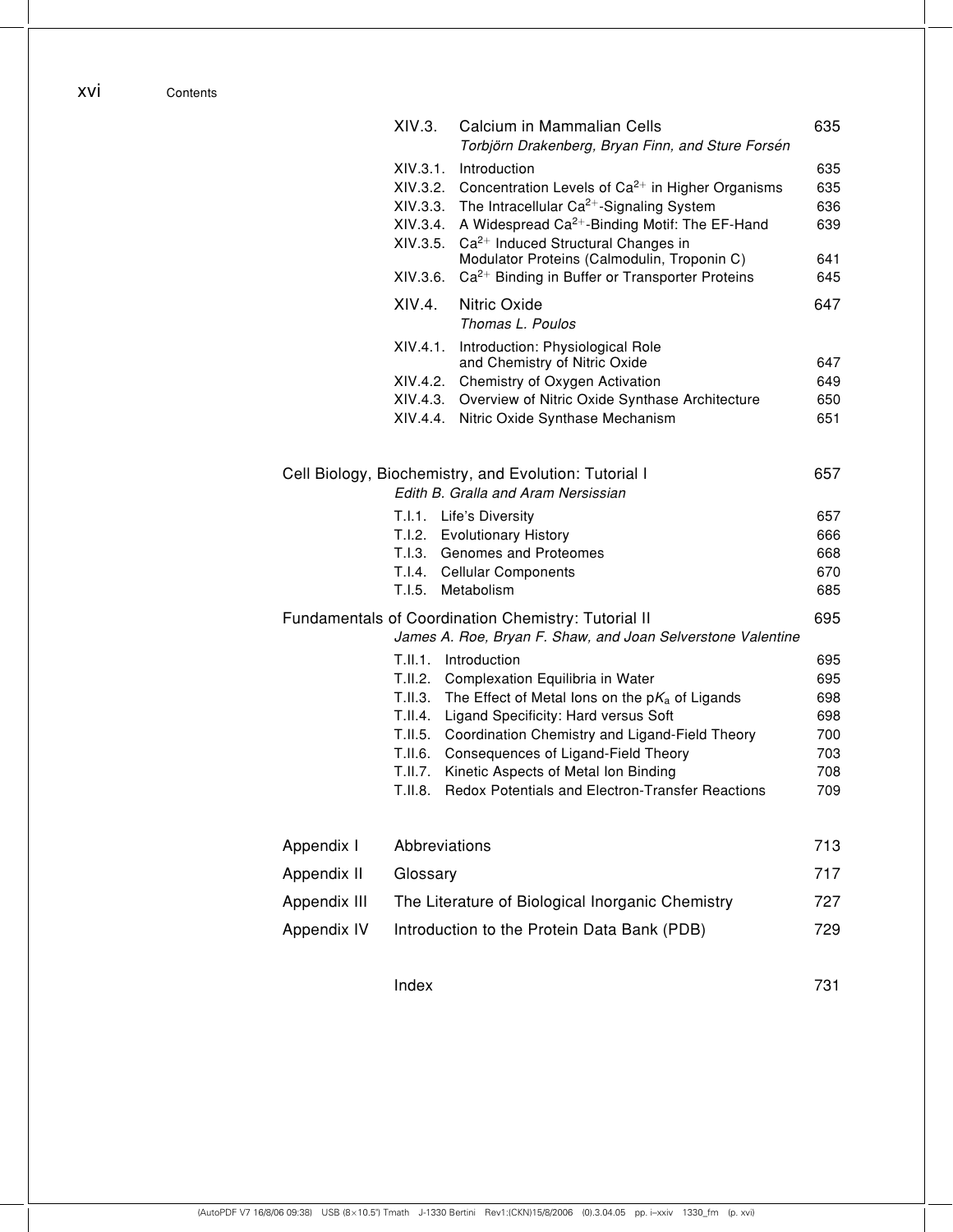| | | |
|---|---|---|
| XIV.3. | Calcium in Mammalian Cells<br>*Torbjörn Drakenberg, Bryan Finn, and Sture Forsén* | 635 |
| XIV.3.1. | Introduction | 635 |
| XIV.3.2. | Concentration Levels of $Ca^{2+}$ in Higher Organisms | 635 |
| XIV.3.3. | The Intracellular $Ca^{2+}$-Signaling System | 636 |
| XIV.3.4. | A Widespread $Ca^{2+}$-Binding Motif: The EF-Hand | 639 |
| XIV.3.5. | $Ca^{2+}$ Induced Structural Changes in Modulator Proteins (Calmodulin, Troponin C) | 641 |
| XIV.3.6. | $Ca^{2+}$ Binding in Buffer or Transporter Proteins | 645 |
| XIV.4. | Nitric Oxide<br>*Thomas L. Poulos* | 647 |
| XIV.4.1. | Introduction: Physiological Role and Chemistry of Nitric Oxide | 647 |
| XIV.4.2. | Chemistry of Oxygen Activation | 649 |
| XIV.4.3. | Overview of Nitric Oxide Synthase Architecture | 650 |
| XIV.4.4. | Nitric Oxide Synthase Mechanism | 651 |

## Cell Biology, Biochemistry, and Evolution: Tutorial I — 657

*Edith B. Gralla and Aram Nersissian*

| | | |
|---|---|---|
| T.I.1. | Life's Diversity | 657 |
| T.I.2. | Evolutionary History | 666 |
| T.I.3. | Genomes and Proteomes | 668 |
| T.I.4. | Cellular Components | 670 |
| T.I.5. | Metabolism | 685 |

## Fundamentals of Coordination Chemistry: Tutorial II — 695

*James A. Roe, Bryan F. Shaw, and Joan Selverstone Valentine*

| | | |
|---|---|---|
| T.II.1. | Introduction | 695 |
| T.II.2. | Complexation Equilibria in Water | 695 |
| T.II.3. | The Effect of Metal Ions on the $pK_a$ of Ligands | 698 |
| T.II.4. | Ligand Specificity: Hard versus Soft | 698 |
| T.II.5. | Coordination Chemistry and Ligand-Field Theory | 700 |
| T.II.6. | Consequences of Ligand-Field Theory | 703 |
| T.II.7. | Kinetic Aspects of Metal Ion Binding | 708 |
| T.II.8. | Redox Potentials and Electron-Transfer Reactions | 709 |

| | | |
|---|---|---|
| Appendix I | Abbreviations | 713 |
| Appendix II | Glossary | 717 |
| Appendix III | The Literature of Biological Inorganic Chemistry | 727 |
| Appendix IV | Introduction to the Protein Data Bank (PDB) | 729 |
| | Index | 731 |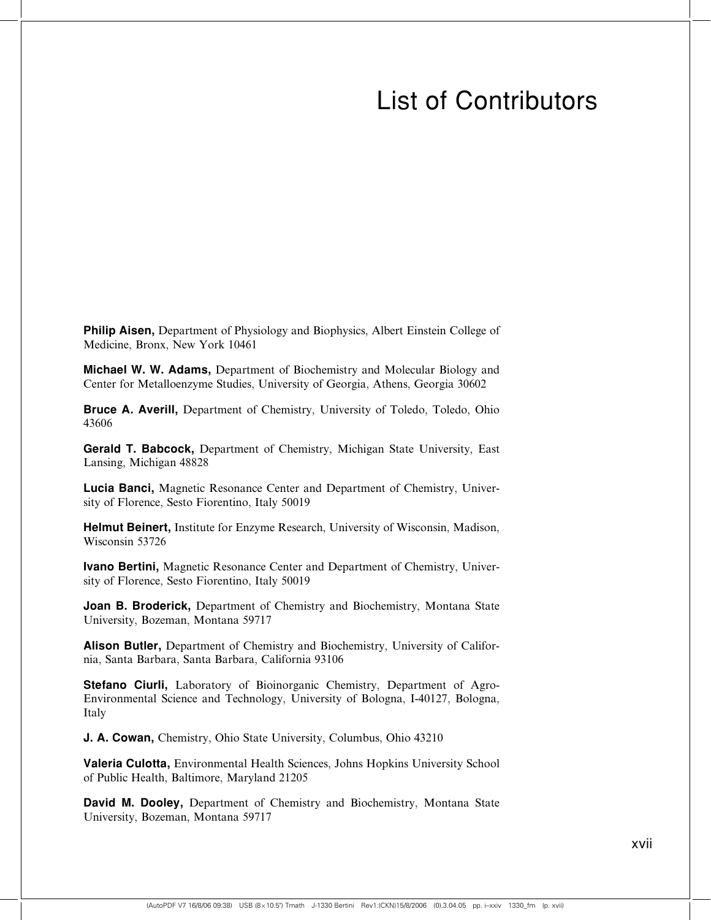# List of Contributors

**Philip Aisen,** Department of Physiology and Biophysics, Albert Einstein College of Medicine, Bronx, New York 10461

**Michael W. W. Adams,** Department of Biochemistry and Molecular Biology and Center for Metalloenzyme Studies, University of Georgia, Athens, Georgia 30602

**Bruce A. Averill,** Department of Chemistry, University of Toledo, Toledo, Ohio 43606

**Gerald T. Babcock,** Department of Chemistry, Michigan State University, East Lansing, Michigan 48828

**Lucia Banci,** Magnetic Resonance Center and Department of Chemistry, University of Florence, Sesto Fiorentino, Italy 50019

**Helmut Beinert,** Institute for Enzyme Research, University of Wisconsin, Madison, Wisconsin 53726

**Ivano Bertini,** Magnetic Resonance Center and Department of Chemistry, University of Florence, Sesto Fiorentino, Italy 50019

**Joan B. Broderick,** Department of Chemistry and Biochemistry, Montana State University, Bozeman, Montana 59717

**Alison Butler,** Department of Chemistry and Biochemistry, University of California, Santa Barbara, Santa Barbara, California 93106

**Stefano Ciurli,** Laboratory of Bioinorganic Chemistry, Department of Agro-Environmental Science and Technology, University of Bologna, I-40127, Bologna, Italy

**J. A. Cowan,** Chemistry, Ohio State University, Columbus, Ohio 43210

**Valeria Culotta,** Environmental Health Sciences, Johns Hopkins University School of Public Health, Baltimore, Maryland 21205

**David M. Dooley,** Department of Chemistry and Biochemistry, Montana State University, Bozeman, Montana 59717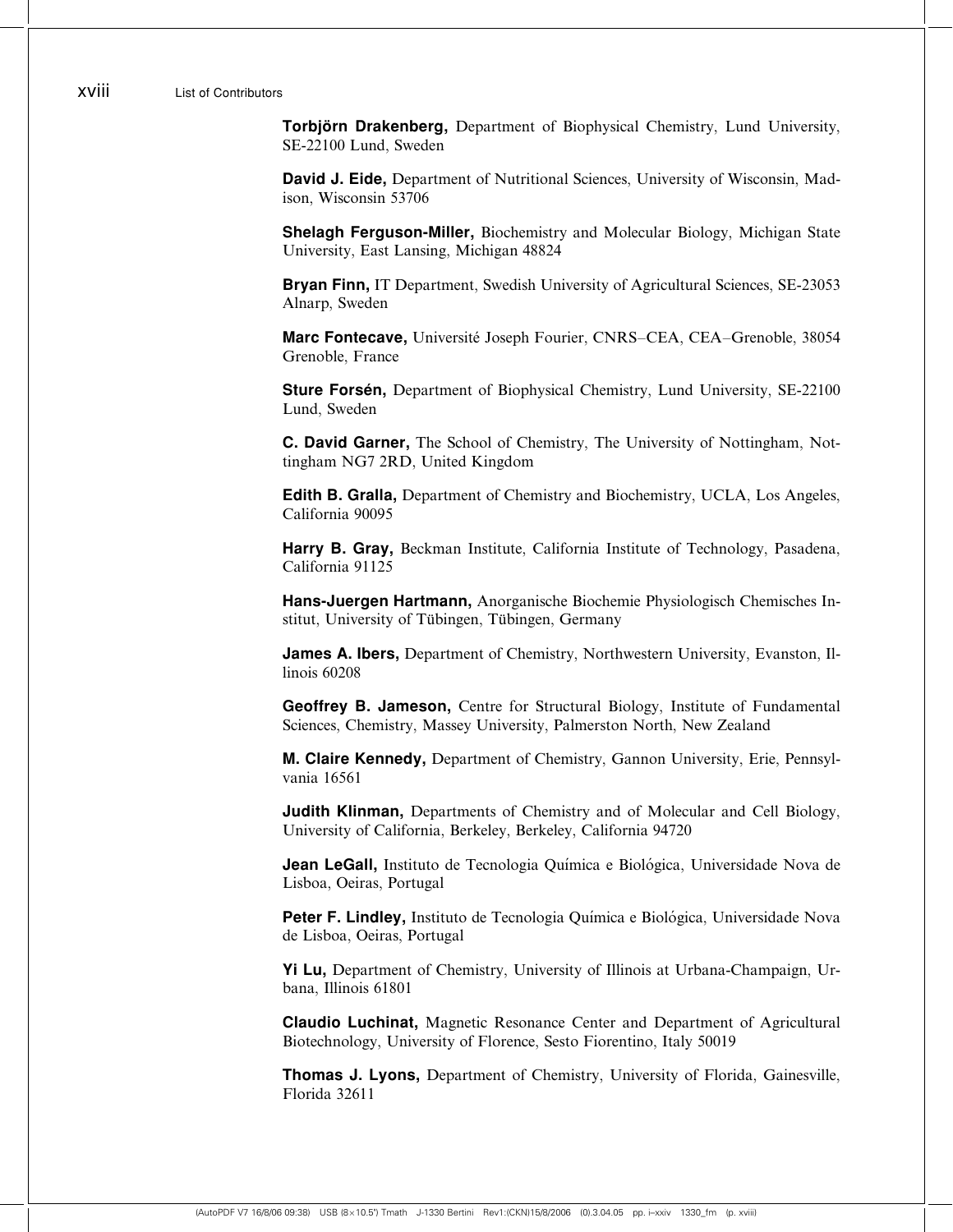**Torbjörn Drakenberg,** Department of Biophysical Chemistry, Lund University, SE-22100 Lund, Sweden

**David J. Eide,** Department of Nutritional Sciences, University of Wisconsin, Madison, Wisconsin 53706

**Shelagh Ferguson-Miller,** Biochemistry and Molecular Biology, Michigan State University, East Lansing, Michigan 48824

**Bryan Finn,** IT Department, Swedish University of Agricultural Sciences, SE-23053 Alnarp, Sweden

**Marc Fontecave,** Université Joseph Fourier, CNRS–CEA, CEA–Grenoble, 38054 Grenoble, France

**Sture Forsén,** Department of Biophysical Chemistry, Lund University, SE-22100 Lund, Sweden

**C. David Garner,** The School of Chemistry, The University of Nottingham, Nottingham NG7 2RD, United Kingdom

**Edith B. Gralla,** Department of Chemistry and Biochemistry, UCLA, Los Angeles, California 90095

**Harry B. Gray,** Beckman Institute, California Institute of Technology, Pasadena, California 91125

**Hans-Juergen Hartmann,** Anorganische Biochemie Physiologisch Chemisches Institut, University of Tübingen, Tübingen, Germany

**James A. Ibers,** Department of Chemistry, Northwestern University, Evanston, Illinois 60208

**Geoffrey B. Jameson,** Centre for Structural Biology, Institute of Fundamental Sciences, Chemistry, Massey University, Palmerston North, New Zealand

**M. Claire Kennedy,** Department of Chemistry, Gannon University, Erie, Pennsylvania 16561

**Judith Klinman,** Departments of Chemistry and of Molecular and Cell Biology, University of California, Berkeley, Berkeley, California 94720

**Jean LeGall,** Instituto de Tecnologia Química e Biológica, Universidade Nova de Lisboa, Oeiras, Portugal

**Peter F. Lindley,** Instituto de Tecnologia Química e Biológica, Universidade Nova de Lisboa, Oeiras, Portugal

**Yi Lu,** Department of Chemistry, University of Illinois at Urbana-Champaign, Urbana, Illinois 61801

**Claudio Luchinat,** Magnetic Resonance Center and Department of Agricultural Biotechnology, University of Florence, Sesto Fiorentino, Italy 50019

**Thomas J. Lyons,** Department of Chemistry, University of Florida, Gainesville, Florida 32611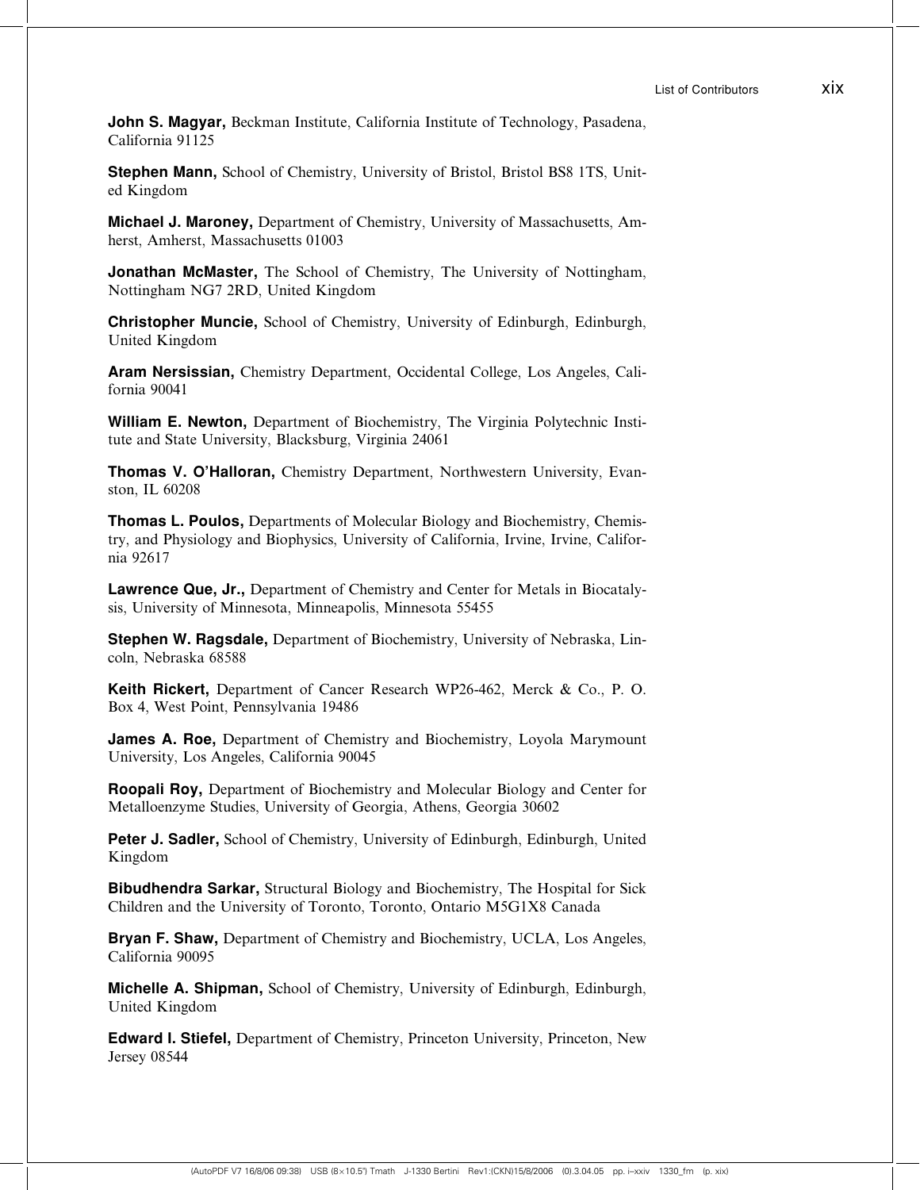**John S. Magyar,** Beckman Institute, California Institute of Technology, Pasadena, California 91125

**Stephen Mann,** School of Chemistry, University of Bristol, Bristol BS8 1TS, United Kingdom

**Michael J. Maroney,** Department of Chemistry, University of Massachusetts, Amherst, Amherst, Massachusetts 01003

**Jonathan McMaster,** The School of Chemistry, The University of Nottingham, Nottingham NG7 2RD, United Kingdom

**Christopher Muncie,** School of Chemistry, University of Edinburgh, Edinburgh, United Kingdom

**Aram Nersissian,** Chemistry Department, Occidental College, Los Angeles, California 90041

**William E. Newton,** Department of Biochemistry, The Virginia Polytechnic Institute and State University, Blacksburg, Virginia 24061

**Thomas V. O'Halloran,** Chemistry Department, Northwestern University, Evanston, IL 60208

**Thomas L. Poulos,** Departments of Molecular Biology and Biochemistry, Chemistry, and Physiology and Biophysics, University of California, Irvine, Irvine, California 92617

**Lawrence Que, Jr.,** Department of Chemistry and Center for Metals in Biocatalysis, University of Minnesota, Minneapolis, Minnesota 55455

**Stephen W. Ragsdale,** Department of Biochemistry, University of Nebraska, Lincoln, Nebraska 68588

**Keith Rickert,** Department of Cancer Research WP26-462, Merck & Co., P. O. Box 4, West Point, Pennsylvania 19486

**James A. Roe,** Department of Chemistry and Biochemistry, Loyola Marymount University, Los Angeles, California 90045

**Roopali Roy,** Department of Biochemistry and Molecular Biology and Center for Metalloenzyme Studies, University of Georgia, Athens, Georgia 30602

**Peter J. Sadler,** School of Chemistry, University of Edinburgh, Edinburgh, United Kingdom

**Bibudhendra Sarkar,** Structural Biology and Biochemistry, The Hospital for Sick Children and the University of Toronto, Toronto, Ontario M5G1X8 Canada

**Bryan F. Shaw,** Department of Chemistry and Biochemistry, UCLA, Los Angeles, California 90095

**Michelle A. Shipman,** School of Chemistry, University of Edinburgh, Edinburgh, United Kingdom

**Edward I. Stiefel,** Department of Chemistry, Princeton University, Princeton, New Jersey 08544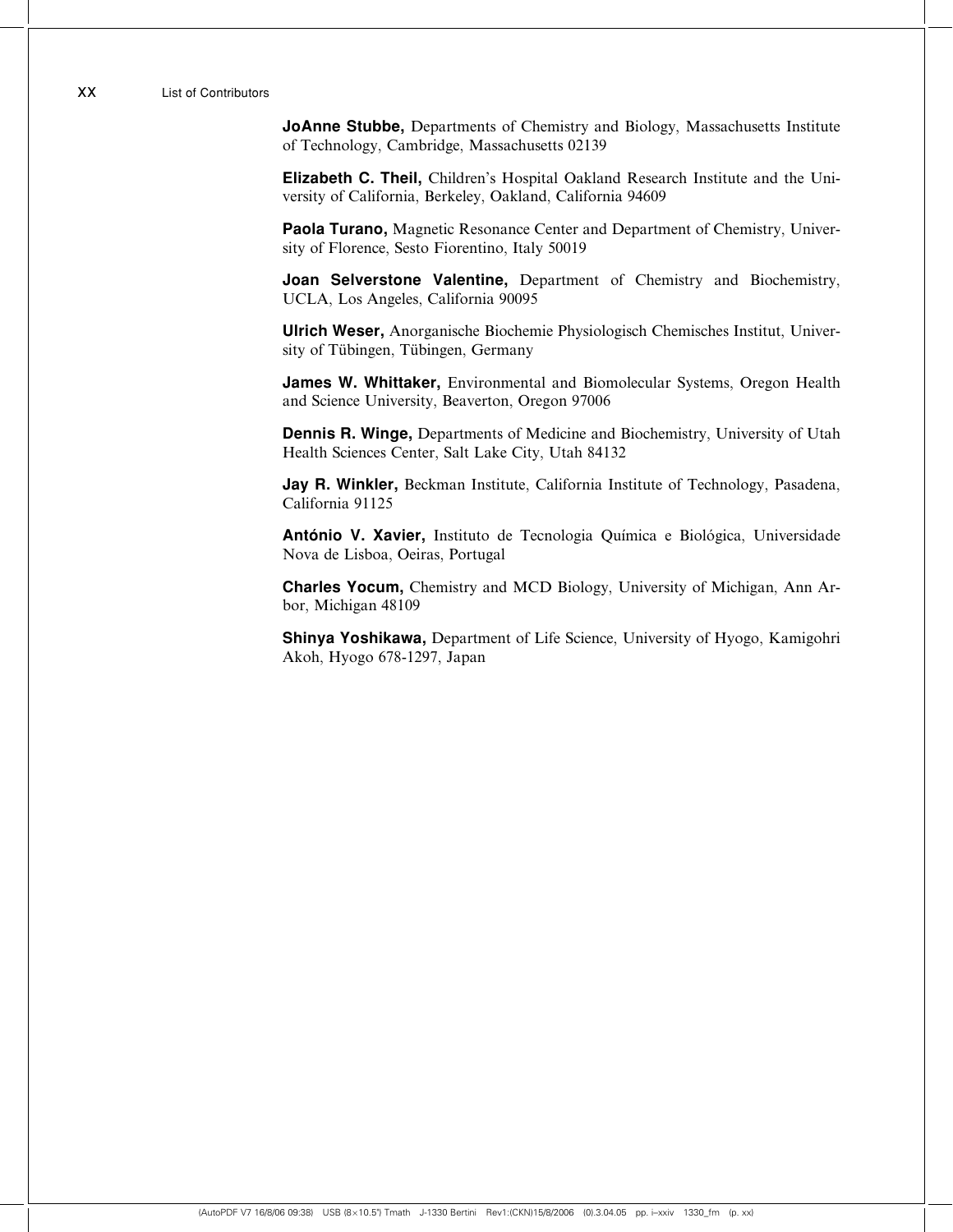**JoAnne Stubbe,** Departments of Chemistry and Biology, Massachusetts Institute of Technology, Cambridge, Massachusetts 02139

**Elizabeth C. Theil,** Children's Hospital Oakland Research Institute and the University of California, Berkeley, Oakland, California 94609

**Paola Turano,** Magnetic Resonance Center and Department of Chemistry, University of Florence, Sesto Fiorentino, Italy 50019

**Joan Selverstone Valentine,** Department of Chemistry and Biochemistry, UCLA, Los Angeles, California 90095

**Ulrich Weser,** Anorganische Biochemie Physiologisch Chemisches Institut, University of Tübingen, Tübingen, Germany

**James W. Whittaker,** Environmental and Biomolecular Systems, Oregon Health and Science University, Beaverton, Oregon 97006

**Dennis R. Winge,** Departments of Medicine and Biochemistry, University of Utah Health Sciences Center, Salt Lake City, Utah 84132

**Jay R. Winkler,** Beckman Institute, California Institute of Technology, Pasadena, California 91125

**António V. Xavier,** Instituto de Tecnologia Química e Biológica, Universidade Nova de Lisboa, Oeiras, Portugal

**Charles Yocum,** Chemistry and MCD Biology, University of Michigan, Ann Arbor, Michigan 48109

**Shinya Yoshikawa,** Department of Life Science, University of Hyogo, Kamigohri Akoh, Hyogo 678-1297, Japan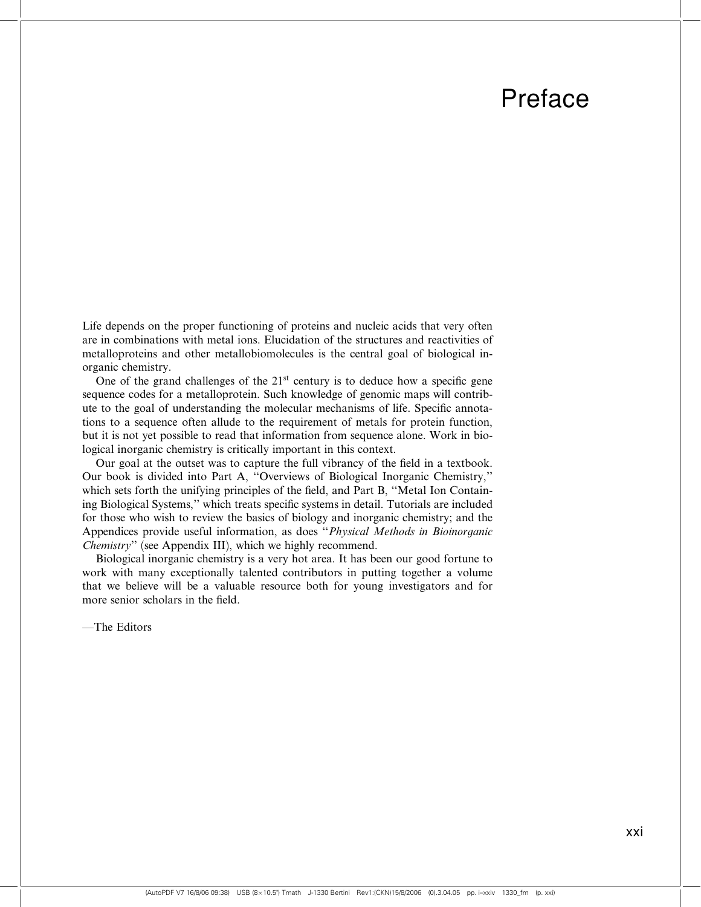# Preface

Life depends on the proper functioning of proteins and nucleic acids that very often are in combinations with metal ions. Elucidation of the structures and reactivities of metalloproteins and other metallobiomolecules is the central goal of biological inorganic chemistry.

One of the grand challenges of the 21st century is to deduce how a specific gene sequence codes for a metalloprotein. Such knowledge of genomic maps will contribute to the goal of understanding the molecular mechanisms of life. Specific annotations to a sequence often allude to the requirement of metals for protein function, but it is not yet possible to read that information from sequence alone. Work in biological inorganic chemistry is critically important in this context.

Our goal at the outset was to capture the full vibrancy of the field in a textbook. Our book is divided into Part A, "Overviews of Biological Inorganic Chemistry," which sets forth the unifying principles of the field, and Part B, "Metal Ion Containing Biological Systems," which treats specific systems in detail. Tutorials are included for those who wish to review the basics of biology and inorganic chemistry; and the Appendices provide useful information, as does "*Physical Methods in Bioinorganic Chemistry*" (see Appendix III), which we highly recommend.

Biological inorganic chemistry is a very hot area. It has been our good fortune to work with many exceptionally talented contributors in putting together a volume that we believe will be a valuable resource both for young investigators and for more senior scholars in the field.

—The Editors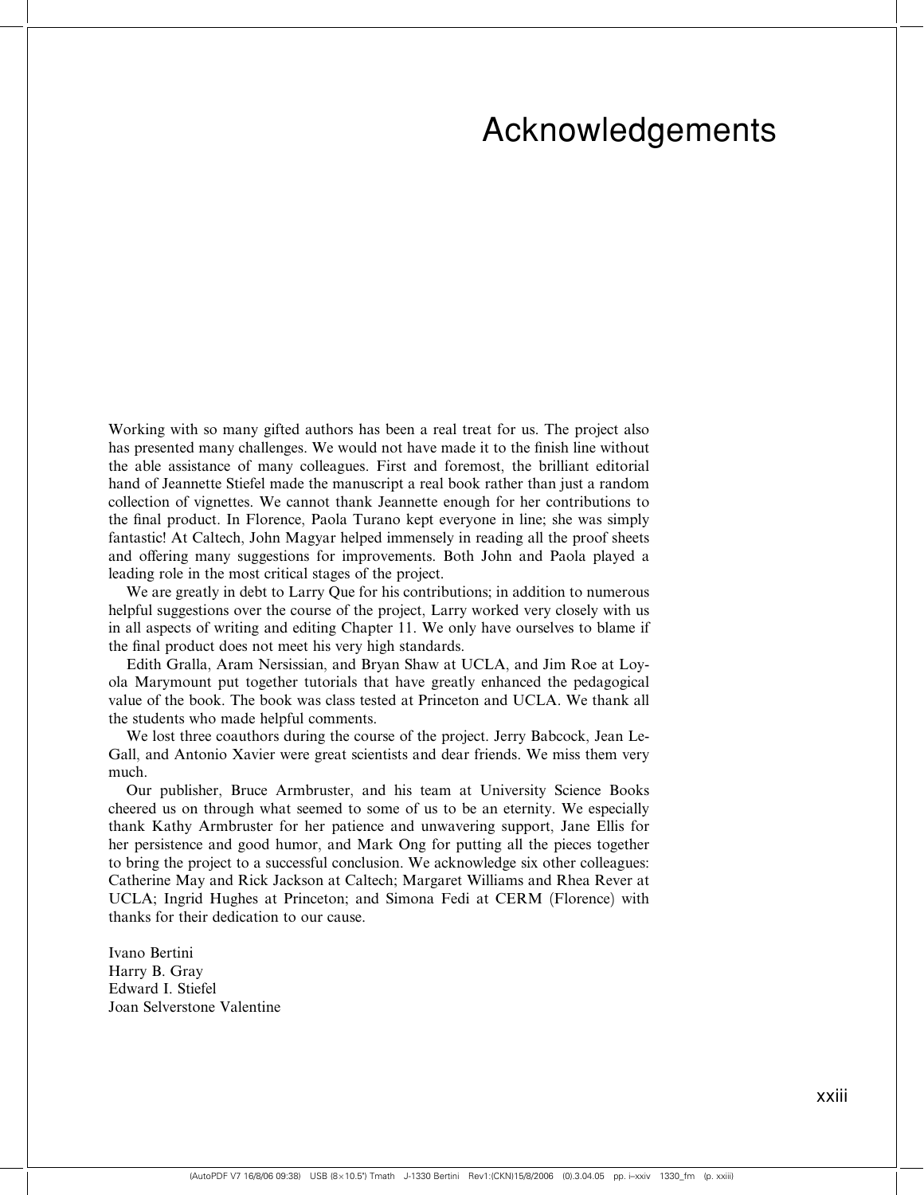# Acknowledgements

Working with so many gifted authors has been a real treat for us. The project also has presented many challenges. We would not have made it to the finish line without the able assistance of many colleagues. First and foremost, the brilliant editorial hand of Jeannette Stiefel made the manuscript a real book rather than just a random collection of vignettes. We cannot thank Jeannette enough for her contributions to the final product. In Florence, Paola Turano kept everyone in line; she was simply fantastic! At Caltech, John Magyar helped immensely in reading all the proof sheets and offering many suggestions for improvements. Both John and Paola played a leading role in the most critical stages of the project.

We are greatly in debt to Larry Que for his contributions; in addition to numerous helpful suggestions over the course of the project, Larry worked very closely with us in all aspects of writing and editing Chapter 11. We only have ourselves to blame if the final product does not meet his very high standards.

Edith Gralla, Aram Nersissian, and Bryan Shaw at UCLA, and Jim Roe at Loyola Marymount put together tutorials that have greatly enhanced the pedagogical value of the book. The book was class tested at Princeton and UCLA. We thank all the students who made helpful comments.

We lost three coauthors during the course of the project. Jerry Babcock, Jean LeGall, and Antonio Xavier were great scientists and dear friends. We miss them very much.

Our publisher, Bruce Armbruster, and his team at University Science Books cheered us on through what seemed to some of us to be an eternity. We especially thank Kathy Armbruster for her patience and unwavering support, Jane Ellis for her persistence and good humor, and Mark Ong for putting all the pieces together to bring the project to a successful conclusion. We acknowledge six other colleagues: Catherine May and Rick Jackson at Caltech; Margaret Williams and Rhea Rever at UCLA; Ingrid Hughes at Princeton; and Simona Fedi at CERM (Florence) with thanks for their dedication to our cause.

Ivano Bertini
Harry B. Gray
Edward I. Stiefel
Joan Selverstone Valentine